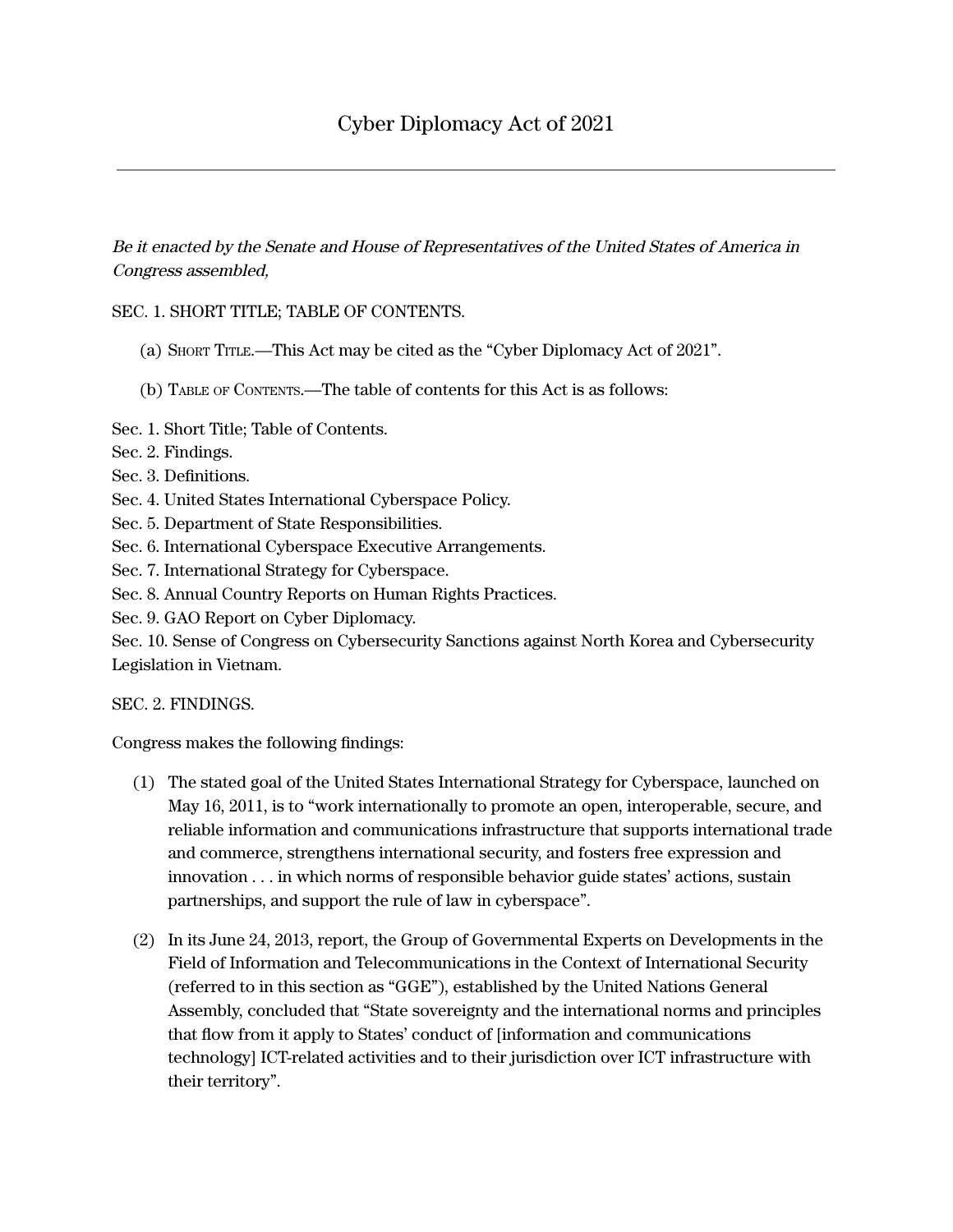# Cyber Diplomacy Act of 2021

---

*Be it enacted by the Senate and House of Representatives of the United States of America in Congress assembled,*

SEC. 1. SHORT TITLE; TABLE OF CONTENTS.

(a) Short Title.—This Act may be cited as the "Cyber Diplomacy Act of 2021".

(b) Table of Contents.—The table of contents for this Act is as follows:

Sec. 1. Short Title; Table of Contents.
Sec. 2. Findings.
Sec. 3. Definitions.
Sec. 4. United States International Cyberspace Policy.
Sec. 5. Department of State Responsibilities.
Sec. 6. International Cyberspace Executive Arrangements.
Sec. 7. International Strategy for Cyberspace.
Sec. 8. Annual Country Reports on Human Rights Practices.
Sec. 9. GAO Report on Cyber Diplomacy.
Sec. 10. Sense of Congress on Cybersecurity Sanctions against North Korea and Cybersecurity Legislation in Vietnam.

SEC. 2. FINDINGS.

Congress makes the following findings:

(1) The stated goal of the United States International Strategy for Cyberspace, launched on May 16, 2011, is to "work internationally to promote an open, interoperable, secure, and reliable information and communications infrastructure that supports international trade and commerce, strengthens international security, and fosters free expression and innovation . . . in which norms of responsible behavior guide states' actions, sustain partnerships, and support the rule of law in cyberspace".

(2) In its June 24, 2013, report, the Group of Governmental Experts on Developments in the Field of Information and Telecommunications in the Context of International Security (referred to in this section as "GGE"), established by the United Nations General Assembly, concluded that "State sovereignty and the international norms and principles that flow from it apply to States' conduct of [information and communications technology] ICT-related activities and to their jurisdiction over ICT infrastructure with their territory".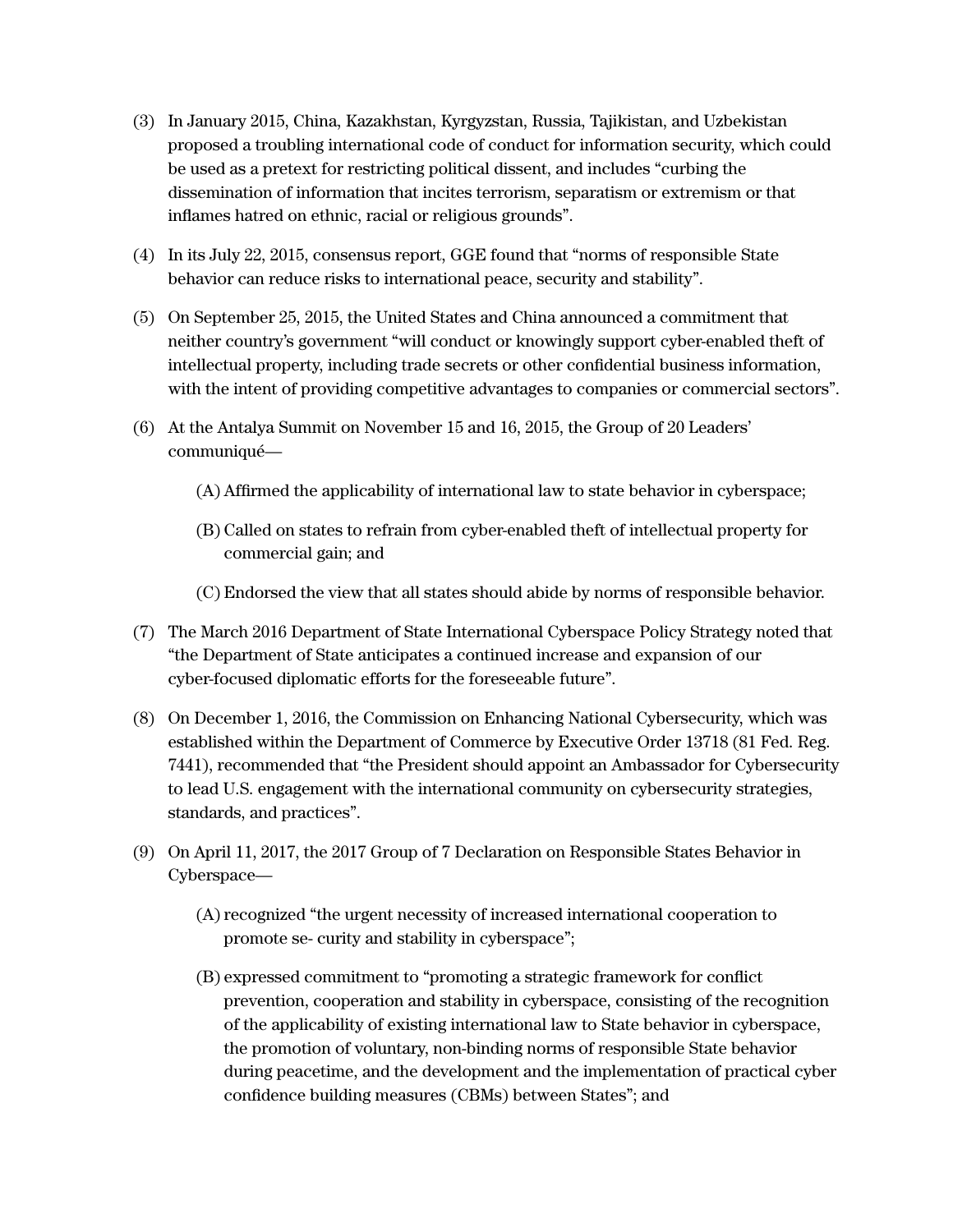(3) In January 2015, China, Kazakhstan, Kyrgyzstan, Russia, Tajikistan, and Uzbekistan proposed a troubling international code of conduct for information security, which could be used as a pretext for restricting political dissent, and includes "curbing the dissemination of information that incites terrorism, separatism or extremism or that inflames hatred on ethnic, racial or religious grounds".

(4) In its July 22, 2015, consensus report, GGE found that "norms of responsible State behavior can reduce risks to international peace, security and stability".

(5) On September 25, 2015, the United States and China announced a commitment that neither country's government "will conduct or knowingly support cyber-enabled theft of intellectual property, including trade secrets or other confidential business information, with the intent of providing competitive advantages to companies or commercial sectors".

(6) At the Antalya Summit on November 15 and 16, 2015, the Group of 20 Leaders' communiqué—

   (A) Affirmed the applicability of international law to state behavior in cyberspace;

   (B) Called on states to refrain from cyber-enabled theft of intellectual property for commercial gain; and

   (C) Endorsed the view that all states should abide by norms of responsible behavior.

(7) The March 2016 Department of State International Cyberspace Policy Strategy noted that "the Department of State anticipates a continued increase and expansion of our cyber-focused diplomatic efforts for the foreseeable future".

(8) On December 1, 2016, the Commission on Enhancing National Cybersecurity, which was established within the Department of Commerce by Executive Order 13718 (81 Fed. Reg. 7441), recommended that "the President should appoint an Ambassador for Cybersecurity to lead U.S. engagement with the international community on cybersecurity strategies, standards, and practices".

(9) On April 11, 2017, the 2017 Group of 7 Declaration on Responsible States Behavior in Cyberspace—

   (A) recognized "the urgent necessity of increased international cooperation to promote se- curity and stability in cyberspace";

   (B) expressed commitment to "promoting a strategic framework for conflict prevention, cooperation and stability in cyberspace, consisting of the recognition of the applicability of existing international law to State behavior in cyberspace, the promotion of voluntary, non-binding norms of responsible State behavior during peacetime, and the development and the implementation of practical cyber confidence building measures (CBMs) between States"; and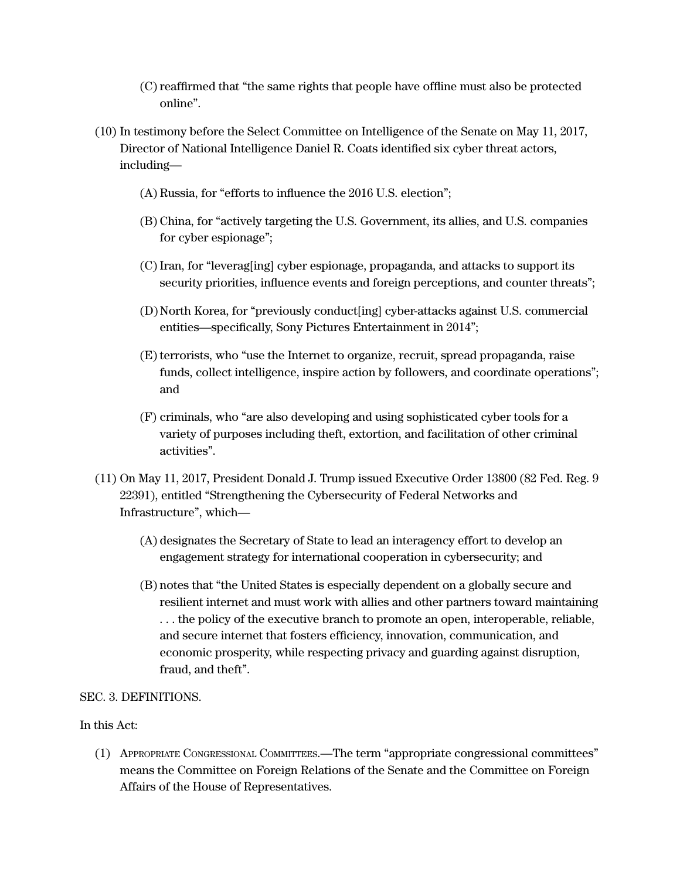(C) reaffirmed that "the same rights that people have offline must also be protected online".

(10) In testimony before the Select Committee on Intelligence of the Senate on May 11, 2017, Director of National Intelligence Daniel R. Coats identified six cyber threat actors, including—

(A) Russia, for "efforts to influence the 2016 U.S. election";

(B) China, for "actively targeting the U.S. Government, its allies, and U.S. companies for cyber espionage";

(C) Iran, for "leverag[ing] cyber espionage, propaganda, and attacks to support its security priorities, influence events and foreign perceptions, and counter threats";

(D) North Korea, for "previously conduct[ing] cyber-attacks against U.S. commercial entities—specifically, Sony Pictures Entertainment in 2014";

(E) terrorists, who "use the Internet to organize, recruit, spread propaganda, raise funds, collect intelligence, inspire action by followers, and coordinate operations"; and

(F) criminals, who "are also developing and using sophisticated cyber tools for a variety of purposes including theft, extortion, and facilitation of other criminal activities".

(11) On May 11, 2017, President Donald J. Trump issued Executive Order 13800 (82 Fed. Reg. 9 22391), entitled "Strengthening the Cybersecurity of Federal Networks and Infrastructure", which—

(A) designates the Secretary of State to lead an interagency effort to develop an engagement strategy for international cooperation in cybersecurity; and

(B) notes that "the United States is especially dependent on a globally secure and resilient internet and must work with allies and other partners toward maintaining . . . the policy of the executive branch to promote an open, interoperable, reliable, and secure internet that fosters efficiency, innovation, communication, and economic prosperity, while respecting privacy and guarding against disruption, fraud, and theft".

SEC. 3. DEFINITIONS.

In this Act:

(1) Appropriate Congressional Committees.—The term "appropriate congressional committees" means the Committee on Foreign Relations of the Senate and the Committee on Foreign Affairs of the House of Representatives.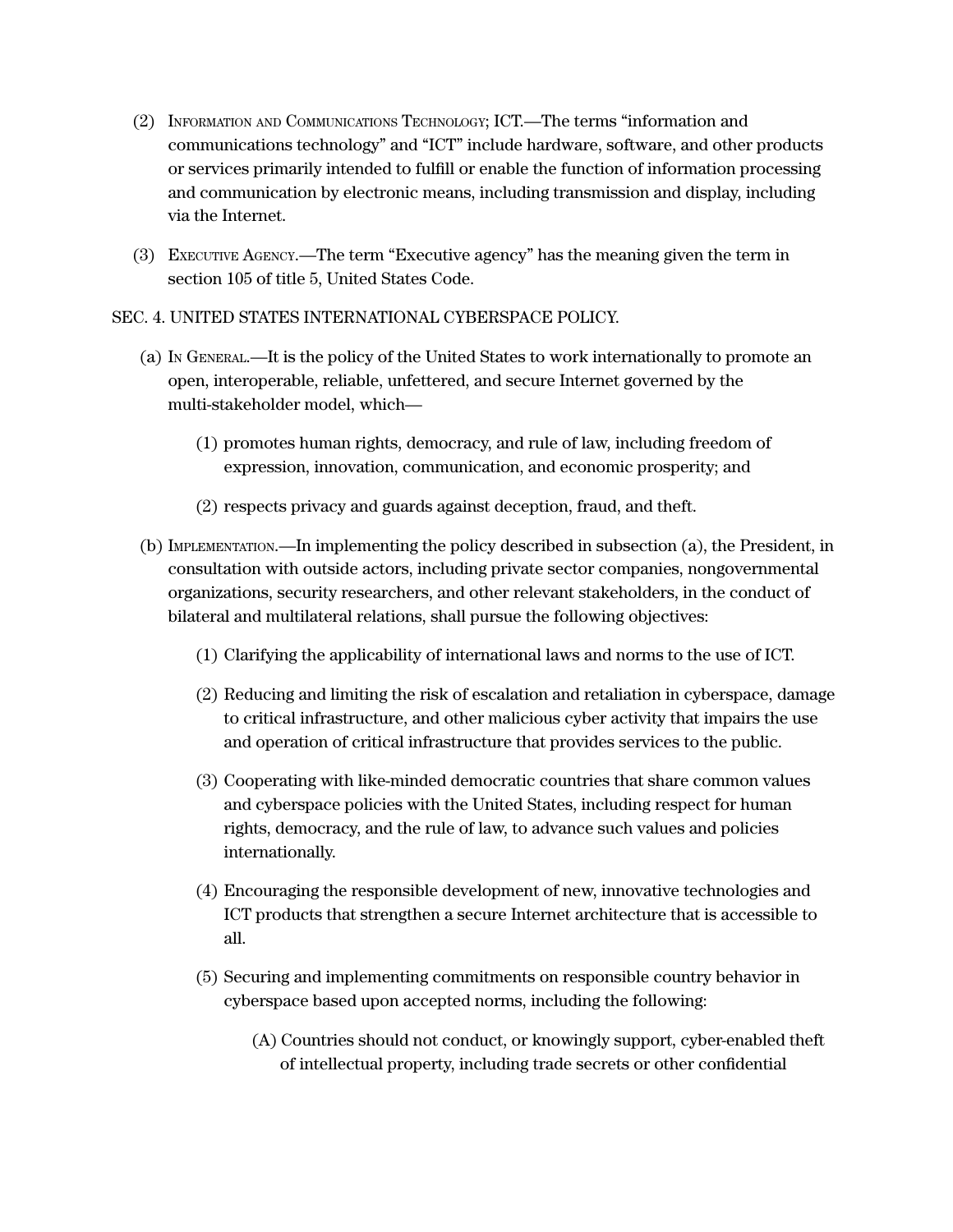(2) Information and Communications Technology; ICT.—The terms "information and communications technology" and "ICT" include hardware, software, and other products or services primarily intended to fulfill or enable the function of information processing and communication by electronic means, including transmission and display, including via the Internet.

(3) Executive Agency.—The term "Executive agency" has the meaning given the term in section 105 of title 5, United States Code.

SEC. 4. UNITED STATES INTERNATIONAL CYBERSPACE POLICY.

(a) In General.—It is the policy of the United States to work internationally to promote an open, interoperable, reliable, unfettered, and secure Internet governed by the multi-stakeholder model, which—

(1) promotes human rights, democracy, and rule of law, including freedom of expression, innovation, communication, and economic prosperity; and

(2) respects privacy and guards against deception, fraud, and theft.

(b) Implementation.—In implementing the policy described in subsection (a), the President, in consultation with outside actors, including private sector companies, nongovernmental organizations, security researchers, and other relevant stakeholders, in the conduct of bilateral and multilateral relations, shall pursue the following objectives:

(1) Clarifying the applicability of international laws and norms to the use of ICT.

(2) Reducing and limiting the risk of escalation and retaliation in cyberspace, damage to critical infrastructure, and other malicious cyber activity that impairs the use and operation of critical infrastructure that provides services to the public.

(3) Cooperating with like-minded democratic countries that share common values and cyberspace policies with the United States, including respect for human rights, democracy, and the rule of law, to advance such values and policies internationally.

(4) Encouraging the responsible development of new, innovative technologies and ICT products that strengthen a secure Internet architecture that is accessible to all.

(5) Securing and implementing commitments on responsible country behavior in cyberspace based upon accepted norms, including the following:

(A) Countries should not conduct, or knowingly support, cyber-enabled theft of intellectual property, including trade secrets or other confidential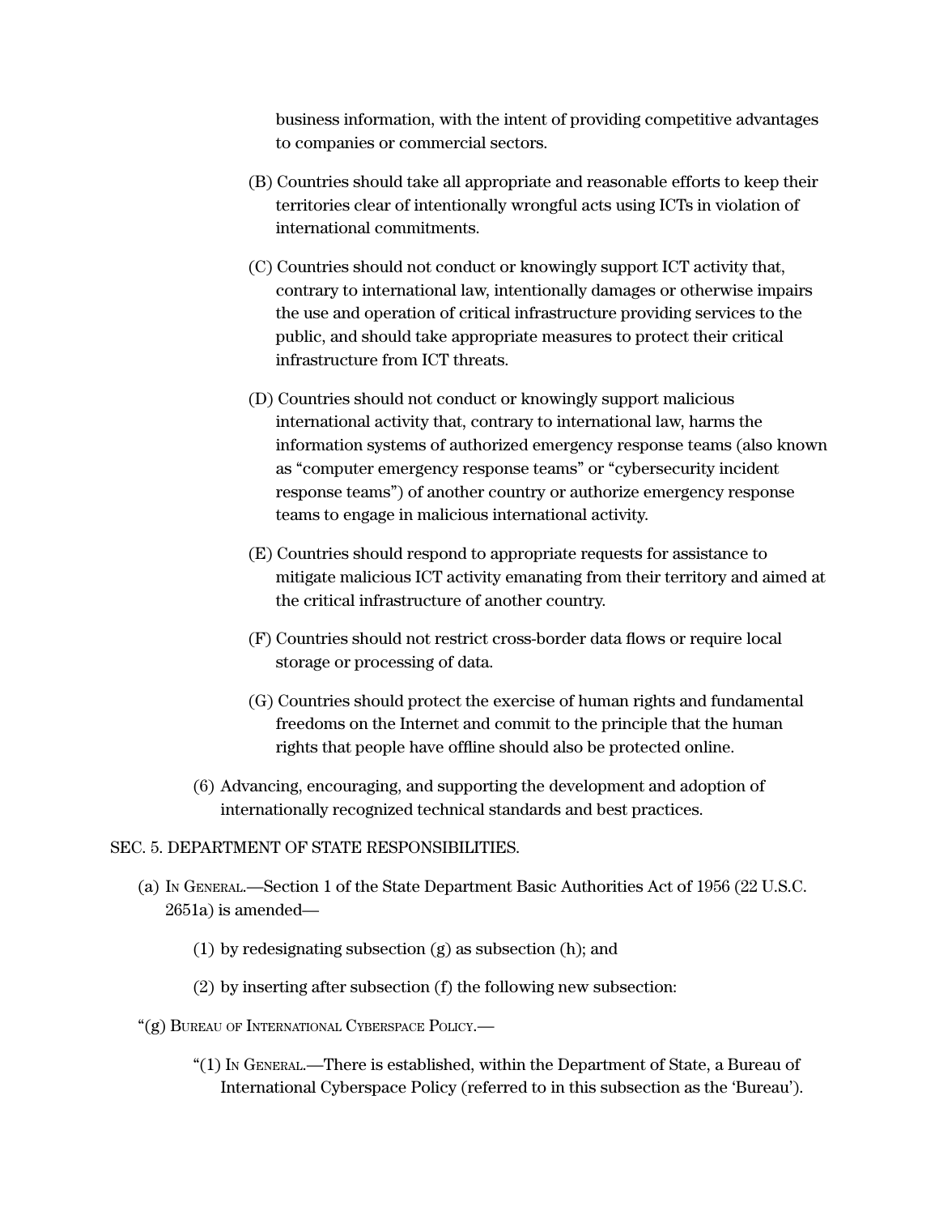business information, with the intent of providing competitive advantages to companies or commercial sectors.

(B) Countries should take all appropriate and reasonable efforts to keep their territories clear of intentionally wrongful acts using ICTs in violation of international commitments.

(C) Countries should not conduct or knowingly support ICT activity that, contrary to international law, intentionally damages or otherwise impairs the use and operation of critical infrastructure providing services to the public, and should take appropriate measures to protect their critical infrastructure from ICT threats.

(D) Countries should not conduct or knowingly support malicious international activity that, contrary to international law, harms the information systems of authorized emergency response teams (also known as "computer emergency response teams" or "cybersecurity incident response teams") of another country or authorize emergency response teams to engage in malicious international activity.

(E) Countries should respond to appropriate requests for assistance to mitigate malicious ICT activity emanating from their territory and aimed at the critical infrastructure of another country.

(F) Countries should not restrict cross-border data flows or require local storage or processing of data.

(G) Countries should protect the exercise of human rights and fundamental freedoms on the Internet and commit to the principle that the human rights that people have offline should also be protected online.

(6) Advancing, encouraging, and supporting the development and adoption of internationally recognized technical standards and best practices.

SEC. 5. DEPARTMENT OF STATE RESPONSIBILITIES.

(a) In General.—Section 1 of the State Department Basic Authorities Act of 1956 (22 U.S.C. 2651a) is amended—

(1) by redesignating subsection (g) as subsection (h); and

(2) by inserting after subsection (f) the following new subsection:

"(g) Bureau of International Cyberspace Policy.—

"(1) In General.—There is established, within the Department of State, a Bureau of International Cyberspace Policy (referred to in this subsection as the 'Bureau').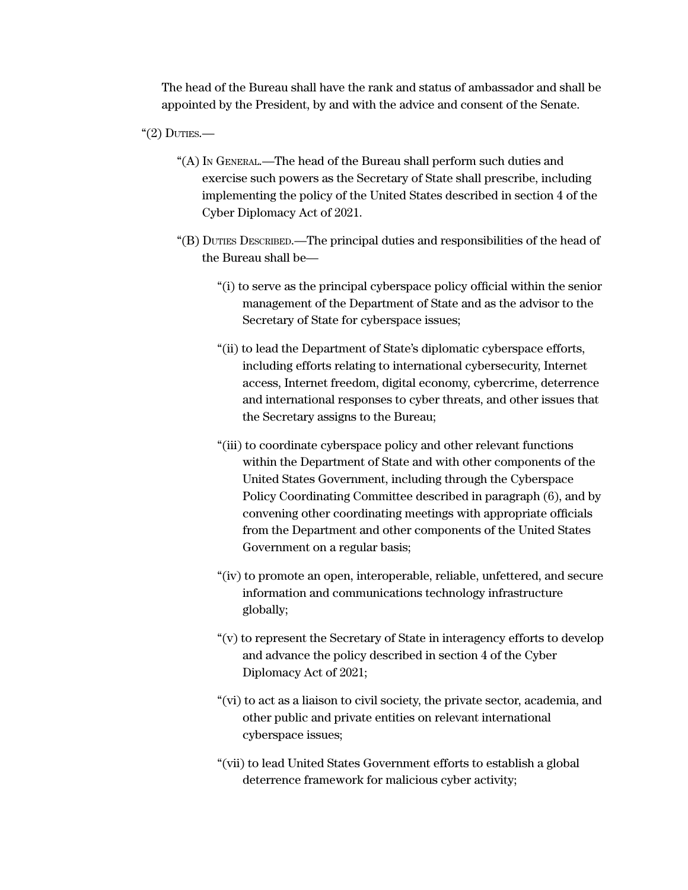The head of the Bureau shall have the rank and status of ambassador and shall be appointed by the President, by and with the advice and consent of the Senate.

"(2) Duties.—

"(A) In General.—The head of the Bureau shall perform such duties and exercise such powers as the Secretary of State shall prescribe, including implementing the policy of the United States described in section 4 of the Cyber Diplomacy Act of 2021.

"(B) Duties Described.—The principal duties and responsibilities of the head of the Bureau shall be—

"(i) to serve as the principal cyberspace policy official within the senior management of the Department of State and as the advisor to the Secretary of State for cyberspace issues;

"(ii) to lead the Department of State's diplomatic cyberspace efforts, including efforts relating to international cybersecurity, Internet access, Internet freedom, digital economy, cybercrime, deterrence and international responses to cyber threats, and other issues that the Secretary assigns to the Bureau;

"(iii) to coordinate cyberspace policy and other relevant functions within the Department of State and with other components of the United States Government, including through the Cyberspace Policy Coordinating Committee described in paragraph (6), and by convening other coordinating meetings with appropriate officials from the Department and other components of the United States Government on a regular basis;

"(iv) to promote an open, interoperable, reliable, unfettered, and secure information and communications technology infrastructure globally;

"(v) to represent the Secretary of State in interagency efforts to develop and advance the policy described in section 4 of the Cyber Diplomacy Act of 2021;

"(vi) to act as a liaison to civil society, the private sector, academia, and other public and private entities on relevant international cyberspace issues;

"(vii) to lead United States Government efforts to establish a global deterrence framework for malicious cyber activity;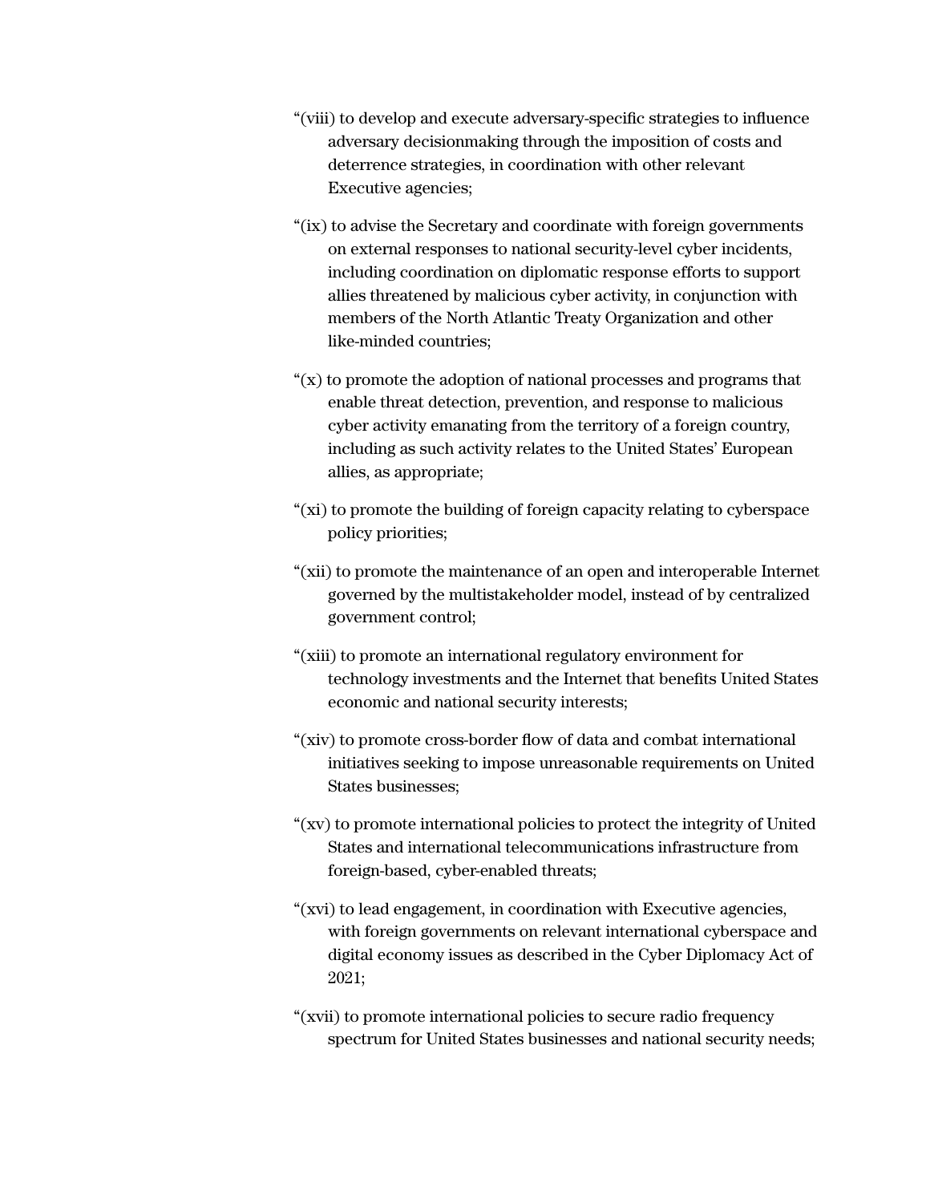“(viii) to develop and execute adversary-specific strategies to influence adversary decisionmaking through the imposition of costs and deterrence strategies, in coordination with other relevant Executive agencies;

“(ix) to advise the Secretary and coordinate with foreign governments on external responses to national security-level cyber incidents, including coordination on diplomatic response efforts to support allies threatened by malicious cyber activity, in conjunction with members of the North Atlantic Treaty Organization and other like-minded countries;

“(x) to promote the adoption of national processes and programs that enable threat detection, prevention, and response to malicious cyber activity emanating from the territory of a foreign country, including as such activity relates to the United States’ European allies, as appropriate;

“(xi) to promote the building of foreign capacity relating to cyberspace policy priorities;

“(xii) to promote the maintenance of an open and interoperable Internet governed by the multistakeholder model, instead of by centralized government control;

“(xiii) to promote an international regulatory environment for technology investments and the Internet that benefits United States economic and national security interests;

“(xiv) to promote cross-border flow of data and combat international initiatives seeking to impose unreasonable requirements on United States businesses;

“(xv) to promote international policies to protect the integrity of United States and international telecommunications infrastructure from foreign-based, cyber-enabled threats;

“(xvi) to lead engagement, in coordination with Executive agencies, with foreign governments on relevant international cyberspace and digital economy issues as described in the Cyber Diplomacy Act of 2021;

“(xvii) to promote international policies to secure radio frequency spectrum for United States businesses and national security needs;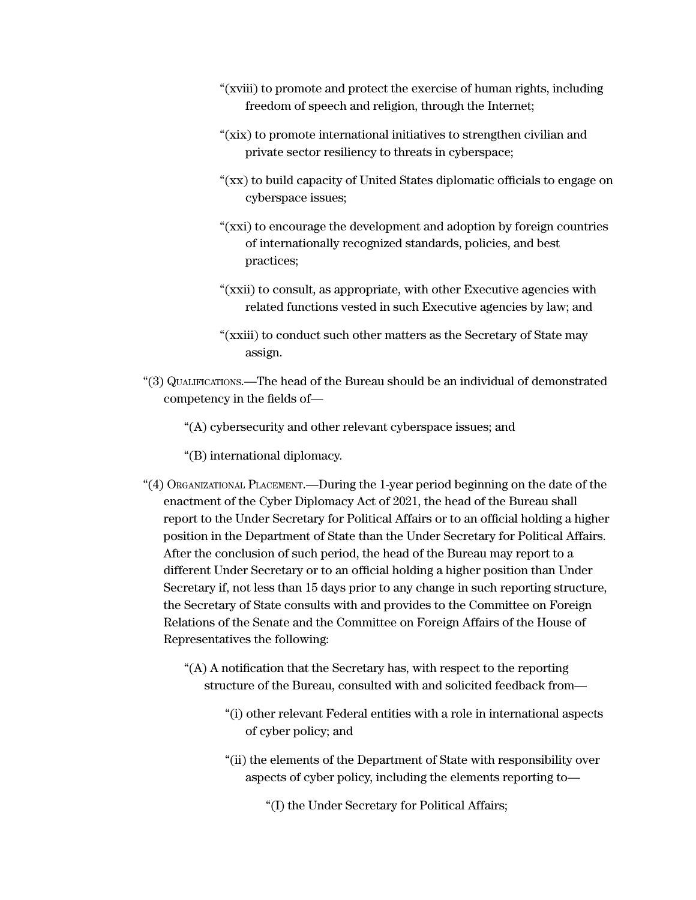"(xviii) to promote and protect the exercise of human rights, including freedom of speech and religion, through the Internet;

"(xix) to promote international initiatives to strengthen civilian and private sector resiliency to threats in cyberspace;

"(xx) to build capacity of United States diplomatic officials to engage on cyberspace issues;

"(xxi) to encourage the development and adoption by foreign countries of internationally recognized standards, policies, and best practices;

"(xxii) to consult, as appropriate, with other Executive agencies with related functions vested in such Executive agencies by law; and

"(xxiii) to conduct such other matters as the Secretary of State may assign.

"(3) Qualifications.—The head of the Bureau should be an individual of demonstrated competency in the fields of—

"(A) cybersecurity and other relevant cyberspace issues; and

"(B) international diplomacy.

"(4) Organizational Placement.—During the 1-year period beginning on the date of the enactment of the Cyber Diplomacy Act of 2021, the head of the Bureau shall report to the Under Secretary for Political Affairs or to an official holding a higher position in the Department of State than the Under Secretary for Political Affairs. After the conclusion of such period, the head of the Bureau may report to a different Under Secretary or to an official holding a higher position than Under Secretary if, not less than 15 days prior to any change in such reporting structure, the Secretary of State consults with and provides to the Committee on Foreign Relations of the Senate and the Committee on Foreign Affairs of the House of Representatives the following:

"(A) A notification that the Secretary has, with respect to the reporting structure of the Bureau, consulted with and solicited feedback from—

"(i) other relevant Federal entities with a role in international aspects of cyber policy; and

"(ii) the elements of the Department of State with responsibility over aspects of cyber policy, including the elements reporting to—

"(I) the Under Secretary for Political Affairs;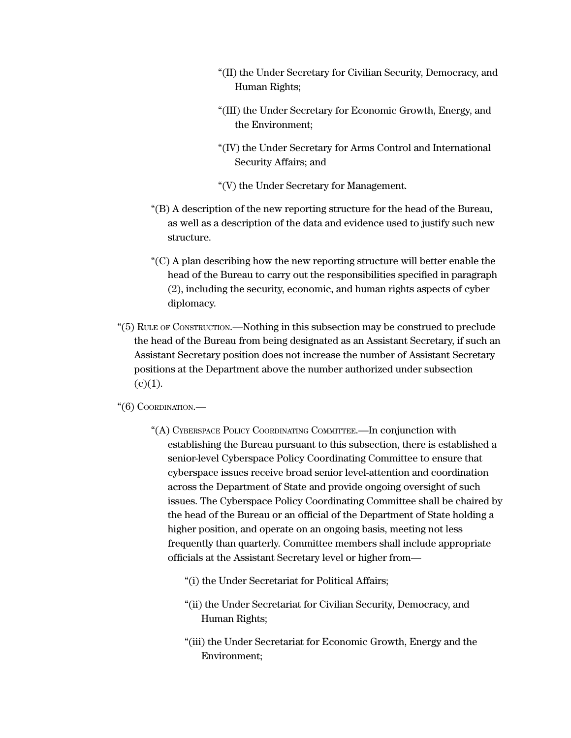"(II) the Under Secretary for Civilian Security, Democracy, and Human Rights;

"(III) the Under Secretary for Economic Growth, Energy, and the Environment;

"(IV) the Under Secretary for Arms Control and International Security Affairs; and

"(V) the Under Secretary for Management.

"(B) A description of the new reporting structure for the head of the Bureau, as well as a description of the data and evidence used to justify such new structure.

"(C) A plan describing how the new reporting structure will better enable the head of the Bureau to carry out the responsibilities specified in paragraph (2), including the security, economic, and human rights aspects of cyber diplomacy.

"(5) Rule of Construction.—Nothing in this subsection may be construed to preclude the head of the Bureau from being designated as an Assistant Secretary, if such an Assistant Secretary position does not increase the number of Assistant Secretary positions at the Department above the number authorized under subsection (c)(1).

"(6) Coordination.—

"(A) Cyberspace Policy Coordinating Committee.—In conjunction with establishing the Bureau pursuant to this subsection, there is established a senior-level Cyberspace Policy Coordinating Committee to ensure that cyberspace issues receive broad senior level-attention and coordination across the Department of State and provide ongoing oversight of such issues. The Cyberspace Policy Coordinating Committee shall be chaired by the head of the Bureau or an official of the Department of State holding a higher position, and operate on an ongoing basis, meeting not less frequently than quarterly. Committee members shall include appropriate officials at the Assistant Secretary level or higher from—

"(i) the Under Secretariat for Political Affairs;

"(ii) the Under Secretariat for Civilian Security, Democracy, and Human Rights;

"(iii) the Under Secretariat for Economic Growth, Energy and the Environment;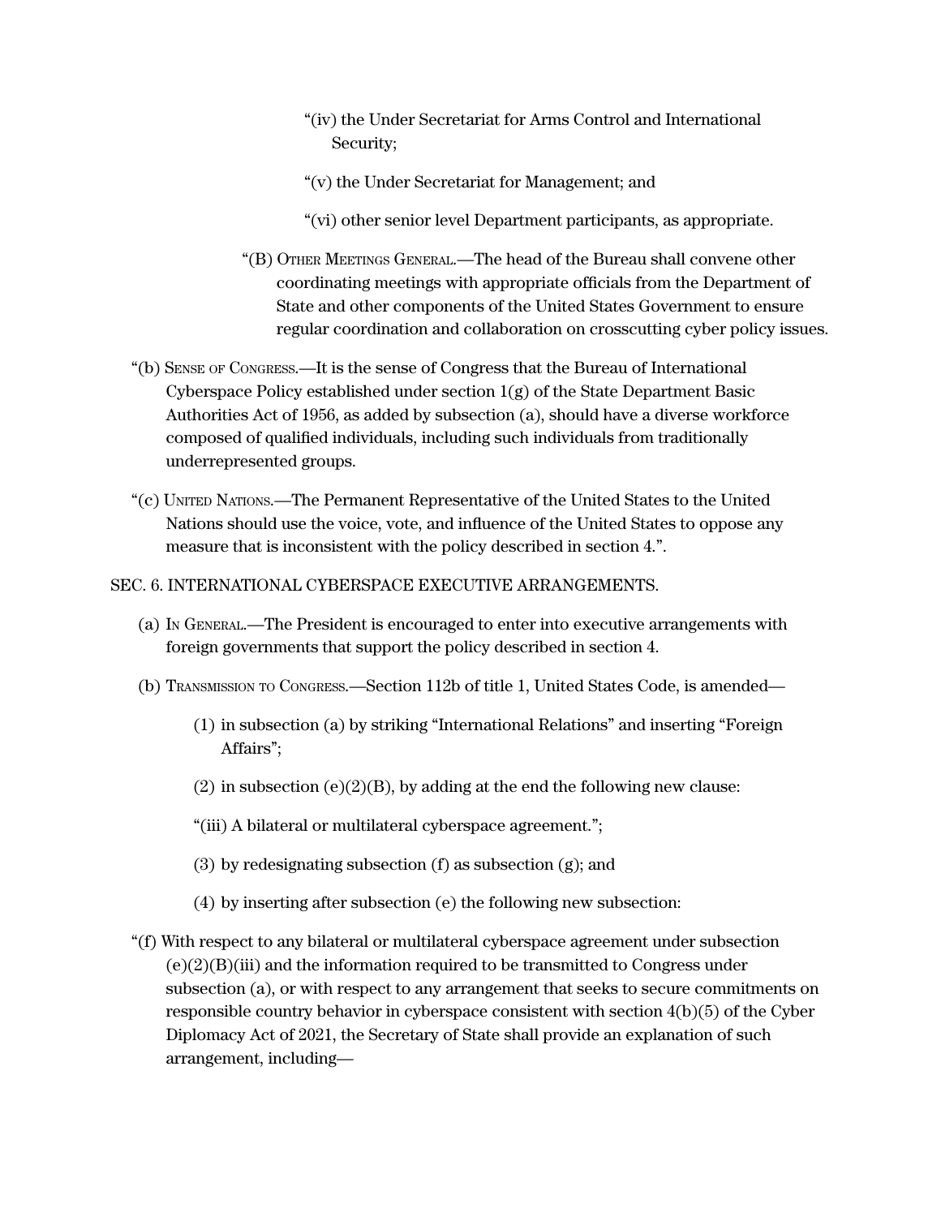"(iv) the Under Secretariat for Arms Control and International Security;

"(v) the Under Secretariat for Management; and

"(vi) other senior level Department participants, as appropriate.

"(B) Other Meetings General.—The head of the Bureau shall convene other coordinating meetings with appropriate officials from the Department of State and other components of the United States Government to ensure regular coordination and collaboration on crosscutting cyber policy issues.

"(b) Sense of Congress.—It is the sense of Congress that the Bureau of International Cyberspace Policy established under section 1(g) of the State Department Basic Authorities Act of 1956, as added by subsection (a), should have a diverse workforce composed of qualified individuals, including such individuals from traditionally underrepresented groups.

"(c) United Nations.—The Permanent Representative of the United States to the United Nations should use the voice, vote, and influence of the United States to oppose any measure that is inconsistent with the policy described in section 4.".

SEC. 6. INTERNATIONAL CYBERSPACE EXECUTIVE ARRANGEMENTS.

(a) In General.—The President is encouraged to enter into executive arrangements with foreign governments that support the policy described in section 4.

(b) Transmission to Congress.—Section 112b of title 1, United States Code, is amended—

(1) in subsection (a) by striking "International Relations" and inserting "Foreign Affairs";

(2) in subsection (e)(2)(B), by adding at the end the following new clause:

"(iii) A bilateral or multilateral cyberspace agreement.";

(3) by redesignating subsection (f) as subsection (g); and

(4) by inserting after subsection (e) the following new subsection:

"(f) With respect to any bilateral or multilateral cyberspace agreement under subsection (e)(2)(B)(iii) and the information required to be transmitted to Congress under subsection (a), or with respect to any arrangement that seeks to secure commitments on responsible country behavior in cyberspace consistent with section 4(b)(5) of the Cyber Diplomacy Act of 2021, the Secretary of State shall provide an explanation of such arrangement, including—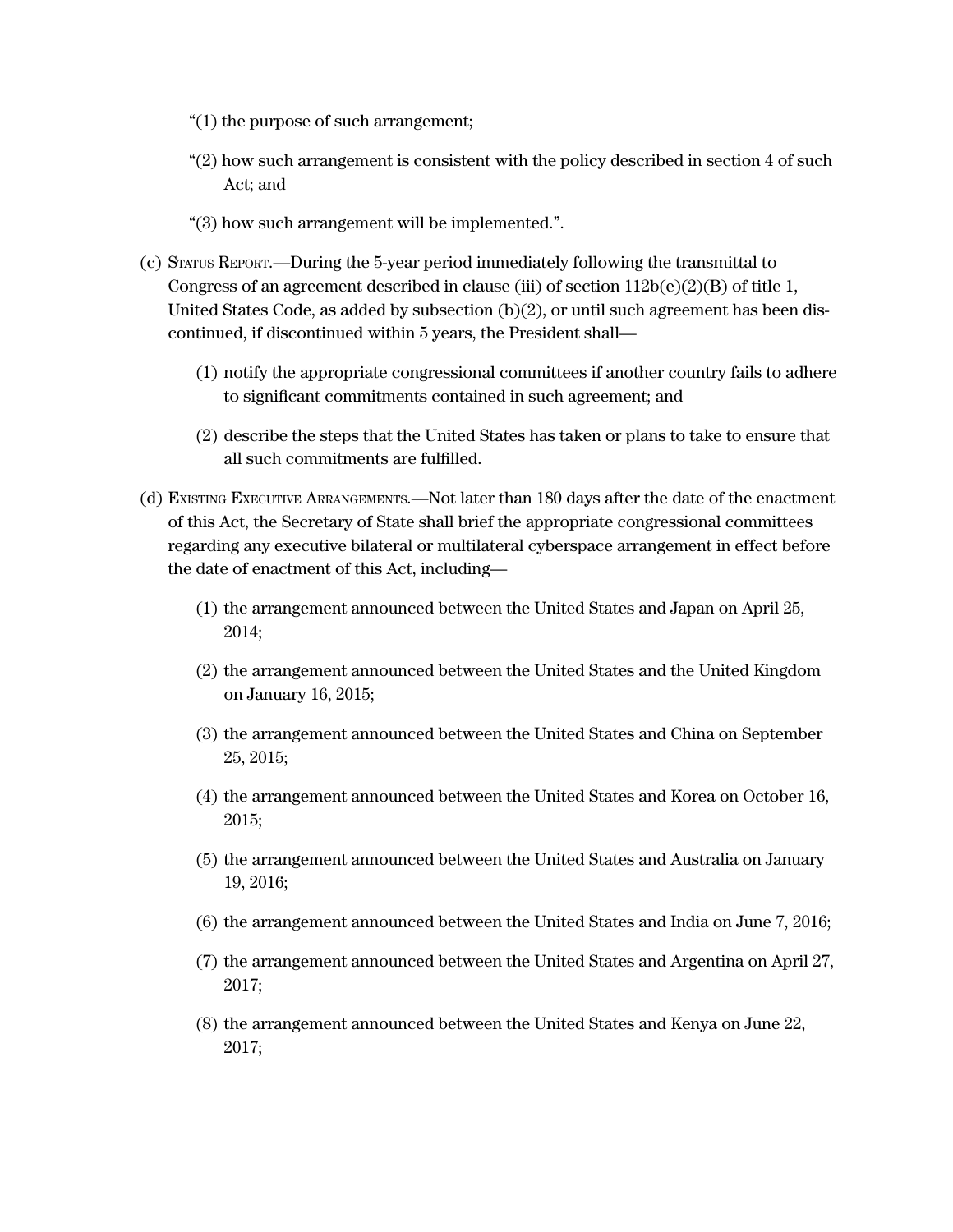“(1) the purpose of such arrangement;

“(2) how such arrangement is consistent with the policy described in section 4 of such Act; and

“(3) how such arrangement will be implemented.”.

(c) Status Report.—During the 5-year period immediately following the transmittal to Congress of an agreement described in clause (iii) of section 112b(e)(2)(B) of title 1, United States Code, as added by subsection (b)(2), or until such agreement has been discontinued, if discontinued within 5 years, the President shall—

(1) notify the appropriate congressional committees if another country fails to adhere to significant commitments contained in such agreement; and

(2) describe the steps that the United States has taken or plans to take to ensure that all such commitments are fulfilled.

(d) Existing Executive Arrangements.—Not later than 180 days after the date of the enactment of this Act, the Secretary of State shall brief the appropriate congressional committees regarding any executive bilateral or multilateral cyberspace arrangement in effect before the date of enactment of this Act, including—

(1) the arrangement announced between the United States and Japan on April 25, 2014;

(2) the arrangement announced between the United States and the United Kingdom on January 16, 2015;

(3) the arrangement announced between the United States and China on September 25, 2015;

(4) the arrangement announced between the United States and Korea on October 16, 2015;

(5) the arrangement announced between the United States and Australia on January 19, 2016;

(6) the arrangement announced between the United States and India on June 7, 2016;

(7) the arrangement announced between the United States and Argentina on April 27, 2017;

(8) the arrangement announced between the United States and Kenya on June 22, 2017;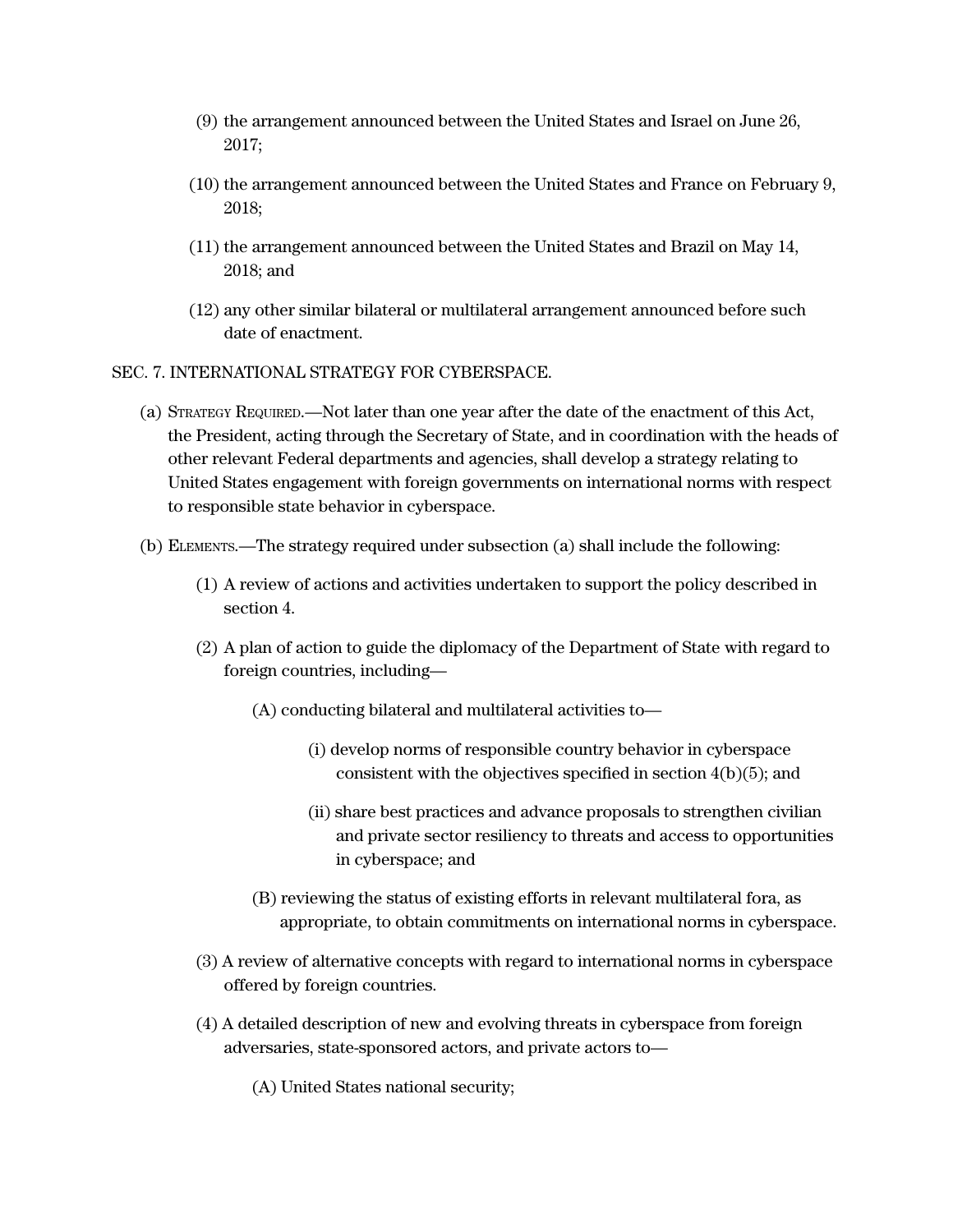(9) the arrangement announced between the United States and Israel on June 26, 2017;

(10) the arrangement announced between the United States and France on February 9, 2018;

(11) the arrangement announced between the United States and Brazil on May 14, 2018; and

(12) any other similar bilateral or multilateral arrangement announced before such date of enactment.

SEC. 7. INTERNATIONAL STRATEGY FOR CYBERSPACE.

(a) Strategy Required.—Not later than one year after the date of the enactment of this Act, the President, acting through the Secretary of State, and in coordination with the heads of other relevant Federal departments and agencies, shall develop a strategy relating to United States engagement with foreign governments on international norms with respect to responsible state behavior in cyberspace.

(b) Elements.—The strategy required under subsection (a) shall include the following:

(1) A review of actions and activities undertaken to support the policy described in section 4.

(2) A plan of action to guide the diplomacy of the Department of State with regard to foreign countries, including—

(A) conducting bilateral and multilateral activities to—

(i) develop norms of responsible country behavior in cyberspace consistent with the objectives specified in section 4(b)(5); and

(ii) share best practices and advance proposals to strengthen civilian and private sector resiliency to threats and access to opportunities in cyberspace; and

(B) reviewing the status of existing efforts in relevant multilateral fora, as appropriate, to obtain commitments on international norms in cyberspace.

(3) A review of alternative concepts with regard to international norms in cyberspace offered by foreign countries.

(4) A detailed description of new and evolving threats in cyberspace from foreign adversaries, state-sponsored actors, and private actors to—

(A) United States national security;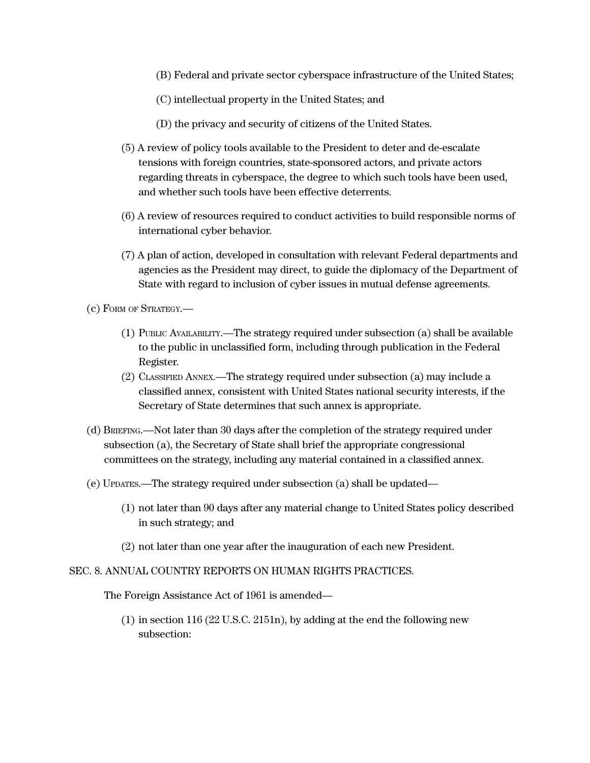(B) Federal and private sector cyberspace infrastructure of the United States;

(C) intellectual property in the United States; and

(D) the privacy and security of citizens of the United States.

(5) A review of policy tools available to the President to deter and de-escalate tensions with foreign countries, state-sponsored actors, and private actors regarding threats in cyberspace, the degree to which such tools have been used, and whether such tools have been effective deterrents.

(6) A review of resources required to conduct activities to build responsible norms of international cyber behavior.

(7) A plan of action, developed in consultation with relevant Federal departments and agencies as the President may direct, to guide the diplomacy of the Department of State with regard to inclusion of cyber issues in mutual defense agreements.

(c) Form of Strategy.—

(1) Public Availability.—The strategy required under subsection (a) shall be available to the public in unclassified form, including through publication in the Federal Register.

(2) Classified Annex.—The strategy required under subsection (a) may include a classified annex, consistent with United States national security interests, if the Secretary of State determines that such annex is appropriate.

(d) Briefing.—Not later than 30 days after the completion of the strategy required under subsection (a), the Secretary of State shall brief the appropriate congressional committees on the strategy, including any material contained in a classified annex.

(e) Updates.—The strategy required under subsection (a) shall be updated—

(1) not later than 90 days after any material change to United States policy described in such strategy; and

(2) not later than one year after the inauguration of each new President.

SEC. 8. ANNUAL COUNTRY REPORTS ON HUMAN RIGHTS PRACTICES.

The Foreign Assistance Act of 1961 is amended—

(1) in section 116 (22 U.S.C. 2151n), by adding at the end the following new subsection: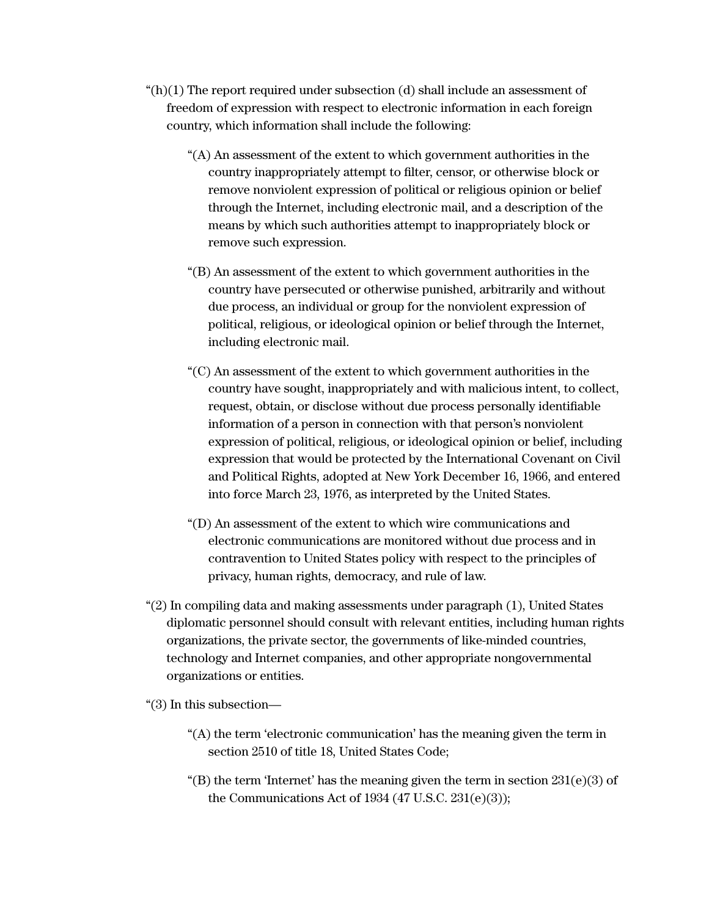“(h)(1) The report required under subsection (d) shall include an assessment of freedom of expression with respect to electronic information in each foreign country, which information shall include the following:

> “(A) An assessment of the extent to which government authorities in the country inappropriately attempt to filter, censor, or otherwise block or remove nonviolent expression of political or religious opinion or belief through the Internet, including electronic mail, and a description of the means by which such authorities attempt to inappropriately block or remove such expression.
>
> “(B) An assessment of the extent to which government authorities in the country have persecuted or otherwise punished, arbitrarily and without due process, an individual or group for the nonviolent expression of political, religious, or ideological opinion or belief through the Internet, including electronic mail.
>
> “(C) An assessment of the extent to which government authorities in the country have sought, inappropriately and with malicious intent, to collect, request, obtain, or disclose without due process personally identifiable information of a person in connection with that person’s nonviolent expression of political, religious, or ideological opinion or belief, including expression that would be protected by the International Covenant on Civil and Political Rights, adopted at New York December 16, 1966, and entered into force March 23, 1976, as interpreted by the United States.
>
> “(D) An assessment of the extent to which wire communications and electronic communications are monitored without due process and in contravention to United States policy with respect to the principles of privacy, human rights, democracy, and rule of law.

“(2) In compiling data and making assessments under paragraph (1), United States diplomatic personnel should consult with relevant entities, including human rights organizations, the private sector, the governments of like-minded countries, technology and Internet companies, and other appropriate nongovernmental organizations or entities.

“(3) In this subsection—

> “(A) the term ‘electronic communication’ has the meaning given the term in section 2510 of title 18, United States Code;
>
> “(B) the term ‘Internet’ has the meaning given the term in section 231(e)(3) of the Communications Act of 1934 (47 U.S.C. 231(e)(3));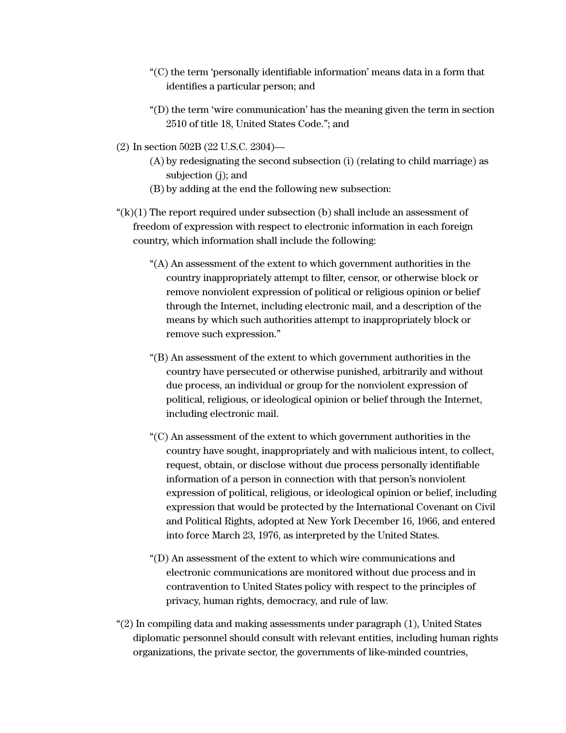“(C) the term ‘personally identifiable information’ means data in a form that identifies a particular person; and

“(D) the term ‘wire communication’ has the meaning given the term in section 2510 of title 18, United States Code.”; and

(2) In section 502B (22 U.S.C. 2304)—

(A) by redesignating the second subsection (i) (relating to child marriage) as subjection (j); and

(B) by adding at the end the following new subsection:

“(k)(1) The report required under subsection (b) shall include an assessment of freedom of expression with respect to electronic information in each foreign country, which information shall include the following:

“(A) An assessment of the extent to which government authorities in the country inappropriately attempt to filter, censor, or otherwise block or remove nonviolent expression of political or religious opinion or belief through the Internet, including electronic mail, and a description of the means by which such authorities attempt to inappropriately block or remove such expression.”

“(B) An assessment of the extent to which government authorities in the country have persecuted or otherwise punished, arbitrarily and without due process, an individual or group for the nonviolent expression of political, religious, or ideological opinion or belief through the Internet, including electronic mail.

“(C) An assessment of the extent to which government authorities in the country have sought, inappropriately and with malicious intent, to collect, request, obtain, or disclose without due process personally identifiable information of a person in connection with that person’s nonviolent expression of political, religious, or ideological opinion or belief, including expression that would be protected by the International Covenant on Civil and Political Rights, adopted at New York December 16, 1966, and entered into force March 23, 1976, as interpreted by the United States.

“(D) An assessment of the extent to which wire communications and electronic communications are monitored without due process and in contravention to United States policy with respect to the principles of privacy, human rights, democracy, and rule of law.

“(2) In compiling data and making assessments under paragraph (1), United States diplomatic personnel should consult with relevant entities, including human rights organizations, the private sector, the governments of like-minded countries,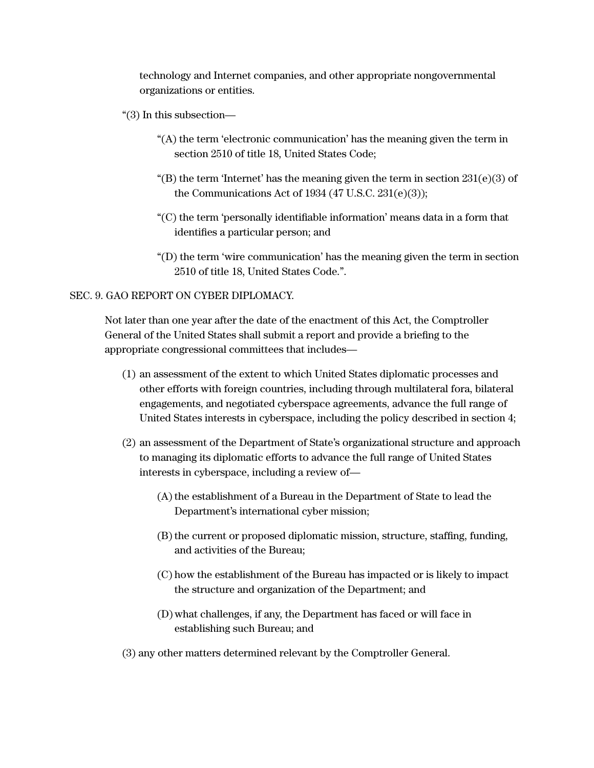technology and Internet companies, and other appropriate nongovernmental organizations or entities.

"(3) In this subsection—

"(A) the term 'electronic communication' has the meaning given the term in section 2510 of title 18, United States Code;

"(B) the term 'Internet' has the meaning given the term in section 231(e)(3) of the Communications Act of 1934 (47 U.S.C. 231(e)(3));

"(C) the term 'personally identifiable information' means data in a form that identifies a particular person; and

"(D) the term 'wire communication' has the meaning given the term in section 2510 of title 18, United States Code.".

SEC. 9. GAO REPORT ON CYBER DIPLOMACY.

Not later than one year after the date of the enactment of this Act, the Comptroller General of the United States shall submit a report and provide a briefing to the appropriate congressional committees that includes—

(1) an assessment of the extent to which United States diplomatic processes and other efforts with foreign countries, including through multilateral fora, bilateral engagements, and negotiated cyberspace agreements, advance the full range of United States interests in cyberspace, including the policy described in section 4;

(2) an assessment of the Department of State's organizational structure and approach to managing its diplomatic efforts to advance the full range of United States interests in cyberspace, including a review of—

(A) the establishment of a Bureau in the Department of State to lead the Department's international cyber mission;

(B) the current or proposed diplomatic mission, structure, staffing, funding, and activities of the Bureau;

(C) how the establishment of the Bureau has impacted or is likely to impact the structure and organization of the Department; and

(D) what challenges, if any, the Department has faced or will face in establishing such Bureau; and

(3) any other matters determined relevant by the Comptroller General.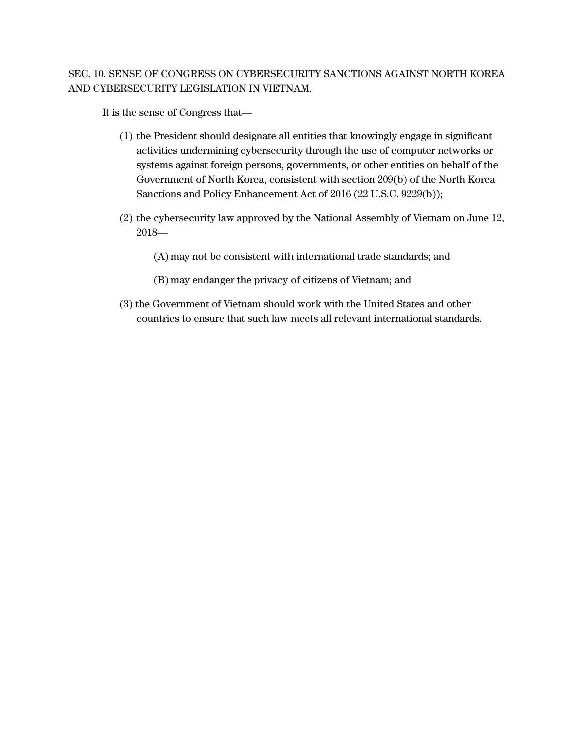SEC. 10. SENSE OF CONGRESS ON CYBERSECURITY SANCTIONS AGAINST NORTH KOREA AND CYBERSECURITY LEGISLATION IN VIETNAM.

It is the sense of Congress that—

(1) the President should designate all entities that knowingly engage in significant activities undermining cybersecurity through the use of computer networks or systems against foreign persons, governments, or other entities on behalf of the Government of North Korea, consistent with section 209(b) of the North Korea Sanctions and Policy Enhancement Act of 2016 (22 U.S.C. 9229(b));

(2) the cybersecurity law approved by the National Assembly of Vietnam on June 12, 2018—

(A) may not be consistent with international trade standards; and

(B) may endanger the privacy of citizens of Vietnam; and

(3) the Government of Vietnam should work with the United States and other countries to ensure that such law meets all relevant international standards.